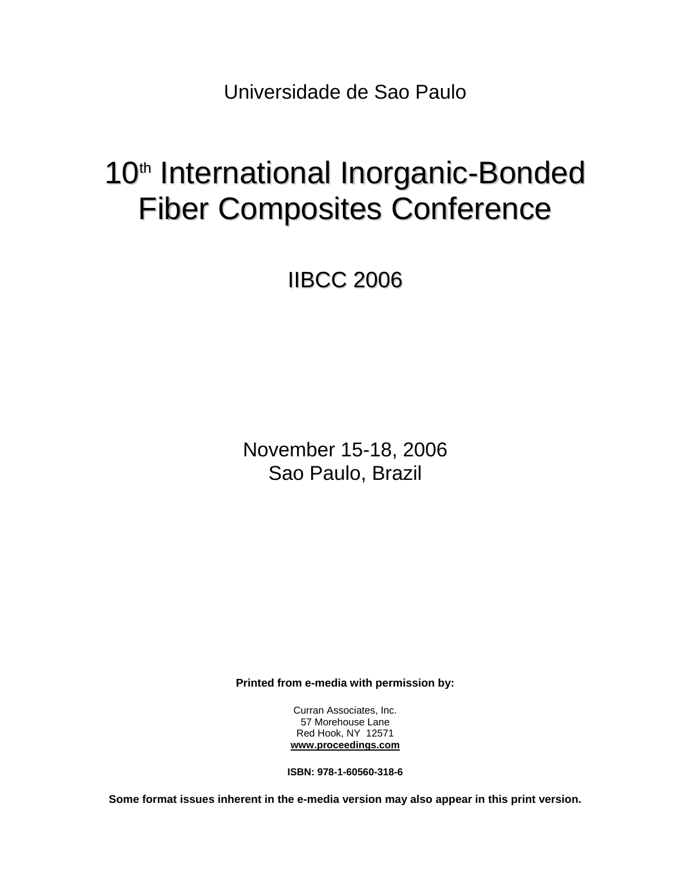Universidade de Sao Paulo

# 10th International Inorganic-Bonded Fiber Composites Conference

## IIBCC 2006

November 15-18, 2006
Sao Paulo, Brazil

**Printed from e-media with permission by:**

Curran Associates, Inc.
57 Morehouse Lane
Red Hook, NY 12571
**www.proceedings.com**

**ISBN: 978-1-60560-318-6**

**Some format issues inherent in the e-media version may also appear in this print version.**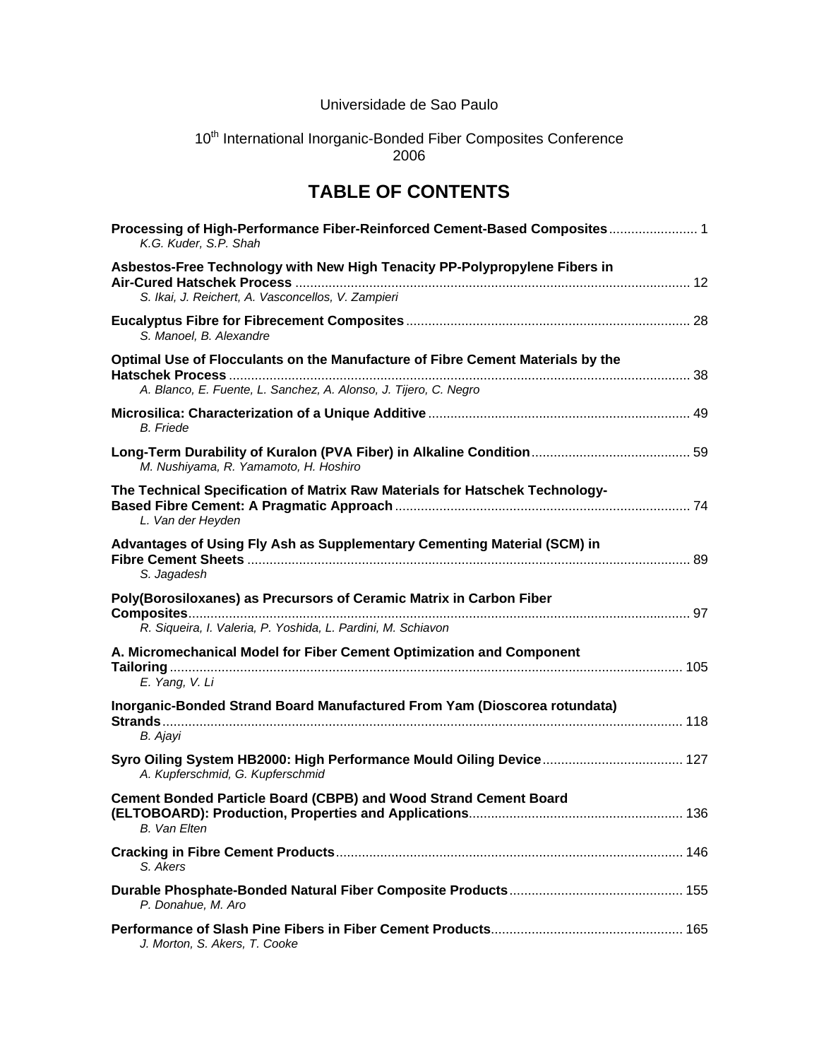Universidade de Sao Paulo

10th International Inorganic-Bonded Fiber Composites Conference
2006

# TABLE OF CONTENTS

**Processing of High-Performance Fiber-Reinforced Cement-Based Composites** ........................ 1
*K.G. Kuder, S.P. Shah*

**Asbestos-Free Technology with New High Tenacity PP-Polypropylene Fibers in Air-Cured Hatschek Process** .......................................................................................................... 12
*S. Ikai, J. Reichert, A. Vasconcellos, V. Zampieri*

**Eucalyptus Fibre for Fibrecement Composites** ............................................................................ 28
*S. Manoel, B. Alexandre*

**Optimal Use of Flocculants on the Manufacture of Fibre Cement Materials by the Hatschek Process** ........................................................................................................................... 38
*A. Blanco, E. Fuente, L. Sanchez, A. Alonso, J. Tijero, C. Negro*

**Microsilica: Characterization of a Unique Additive** ...................................................................... 49
*B. Friede*

**Long-Term Durability of Kuralon (PVA Fiber) in Alkaline Condition** ........................................... 59
*M. Nushiyama, R. Yamamoto, H. Hoshiro*

**The Technical Specification of Matrix Raw Materials for Hatschek Technology-Based Fibre Cement: A Pragmatic Approach** ............................................................................. 74
*L. Van der Heyden*

**Advantages of Using Fly Ash as Supplementary Cementing Material (SCM) in Fibre Cement Sheets** ....................................................................................................................... 89
*S. Jagadesh*

**Poly(Borosiloxanes) as Precursors of Ceramic Matrix in Carbon Fiber Composites** ...................................................................................................................................... 97
*R. Siqueira, I. Valeria, P. Yoshida, L. Pardini, M. Schiavon*

**A. Micromechanical Model for Fiber Cement Optimization and Component Tailoring** ......................................................................................................................................... 105
*E. Yang, V. Li*

**Inorganic-Bonded Strand Board Manufactured From Yam (Dioscorea rotundata) Strands** ........................................................................................................................................... 118
*B. Ajayi*

**Syro Oiling System HB2000: High Performance Mould Oiling Device** ...................................... 127
*A. Kupferschmid, G. Kupferschmid*

**Cement Bonded Particle Board (CBPB) and Wood Strand Cement Board (ELTOBOARD): Production, Properties and Applications** ......................................................... 136
*B. Van Elten*

**Cracking in Fibre Cement Products** ............................................................................................. 146
*S. Akers*

**Durable Phosphate-Bonded Natural Fiber Composite Products** ............................................... 155
*P. Donahue, M. Aro*

**Performance of Slash Pine Fibers in Fiber Cement Products** .................................................... 165
*J. Morton, S. Akers, T. Cooke*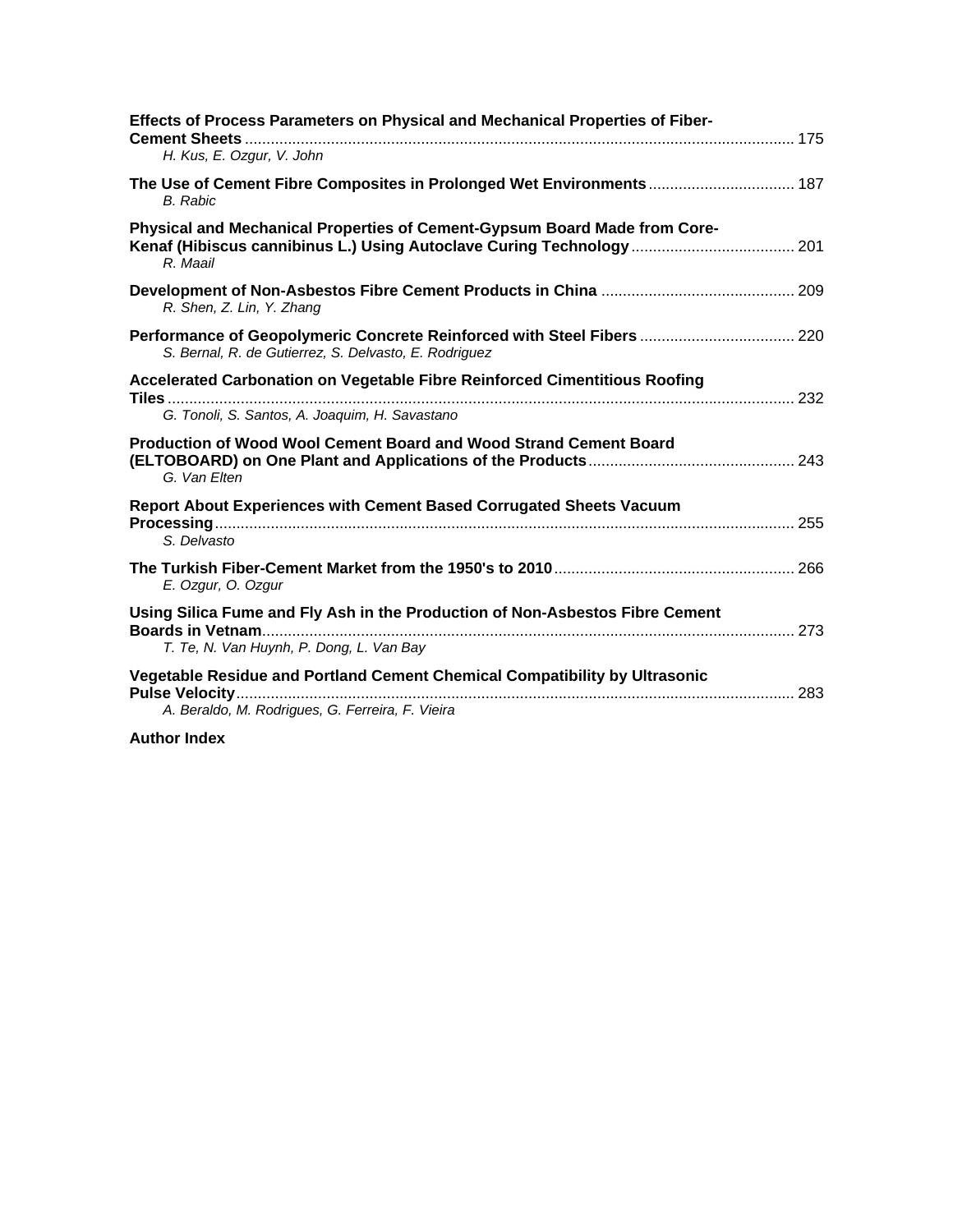**Effects of Process Parameters on Physical and Mechanical Properties of Fiber-Cement Sheets** ........ 175
*H. Kus, E. Ozgur, V. John*

**The Use of Cement Fibre Composites in Prolonged Wet Environments** ........ 187
*B. Rabic*

**Physical and Mechanical Properties of Cement-Gypsum Board Made from Core-Kenaf (Hibiscus cannibinus L.) Using Autoclave Curing Technology** ........ 201
*R. Maail*

**Development of Non-Asbestos Fibre Cement Products in China** ........ 209
*R. Shen, Z. Lin, Y. Zhang*

**Performance of Geopolymeric Concrete Reinforced with Steel Fibers** ........ 220
*S. Bernal, R. de Gutierrez, S. Delvasto, E. Rodriguez*

**Accelerated Carbonation on Vegetable Fibre Reinforced Cimentitious Roofing Tiles** ........ 232
*G. Tonoli, S. Santos, A. Joaquim, H. Savastano*

**Production of Wood Wool Cement Board and Wood Strand Cement Board (ELTOBOARD) on One Plant and Applications of the Products** ........ 243
*G. Van Elten*

**Report About Experiences with Cement Based Corrugated Sheets Vacuum Processing** ........ 255
*S. Delvasto*

**The Turkish Fiber-Cement Market from the 1950's to 2010** ........ 266
*E. Ozgur, O. Ozgur*

**Using Silica Fume and Fly Ash in the Production of Non-Asbestos Fibre Cement Boards in Vetnam** ........ 273
*T. Te, N. Van Huynh, P. Dong, L. Van Bay*

**Vegetable Residue and Portland Cement Chemical Compatibility by Ultrasonic Pulse Velocity** ........ 283
*A. Beraldo, M. Rodrigues, G. Ferreira, F. Vieira*

**Author Index**